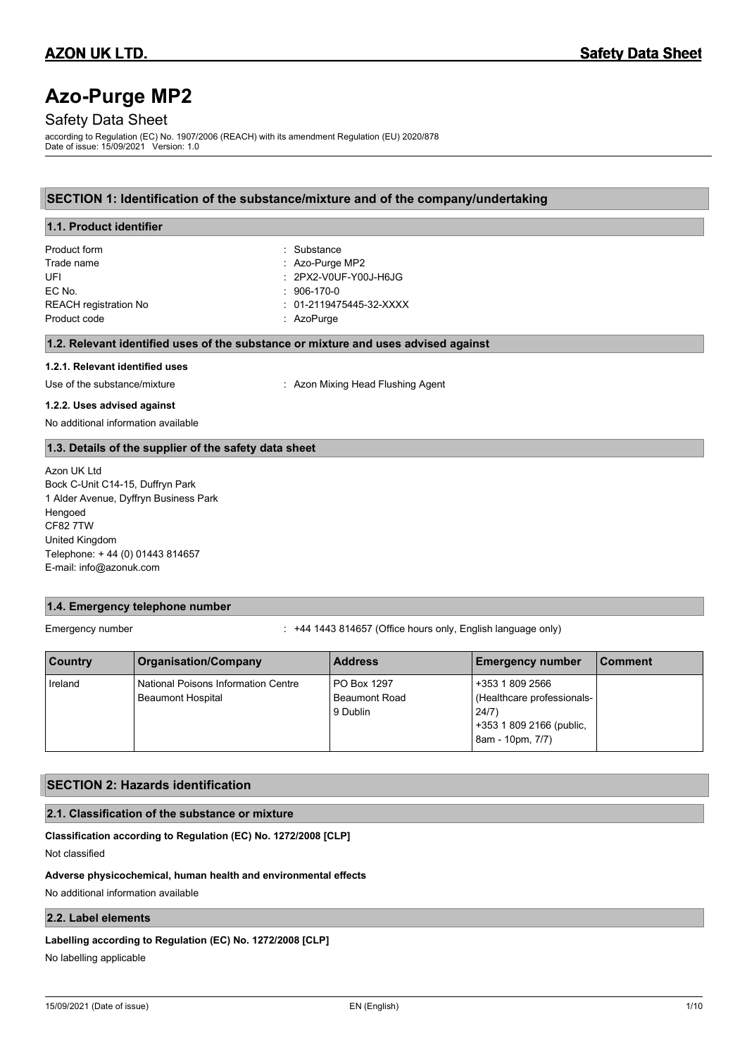# Azo-Purge MP2

Safety Data Sheet

according to Regulation (EC) No. 1907/2006 (REACH) with its amendment Regulation (EU) 2020/878
Date of issue: 15/09/2021 Version: 1.0

## SECTION 1: Identification of the substance/mixture and of the company/undertaking

### 1.1. Product identifier

| | |
|---|---|
| Product form | : Substance |
| Trade name | : Azo-Purge MP2 |
| UFI | : 2PX2-V0UF-Y00J-H6JG |
| EC No. | : 906-170-0 |
| REACH registration No | : 01-2119475445-32-XXXX |
| Product code | : AzoPurge |

### 1.2. Relevant identified uses of the substance or mixture and uses advised against

#### 1.2.1. Relevant identified uses

Use of the substance/mixture : Azon Mixing Head Flushing Agent

#### 1.2.2. Uses advised against

No additional information available

### 1.3. Details of the supplier of the safety data sheet

Azon UK Ltd
Bock C-Unit C14-15, Duffryn Park
1 Alder Avenue, Dyffryn Business Park
Hengoed
CF82 7TW
United Kingdom
Telephone: + 44 (0) 01443 814657
E-mail: info@azonuk.com

### 1.4. Emergency telephone number

Emergency number : +44 1443 814657 (Office hours only, English language only)

| Country | Organisation/Company | Address | Emergency number | Comment |
|---|---|---|---|---|
| Ireland | National Poisons Information Centre Beaumont Hospital | PO Box 1297 Beaumont Road 9 Dublin | +353 1 809 2566 (Healthcare professionals- 24/7) +353 1 809 2166 (public, 8am - 10pm, 7/7) | |

## SECTION 2: Hazards identification

### 2.1. Classification of the substance or mixture

**Classification according to Regulation (EC) No. 1272/2008 [CLP]**

Not classified

**Adverse physicochemical, human health and environmental effects**

No additional information available

### 2.2. Label elements

**Labelling according to Regulation (EC) No. 1272/2008 [CLP]**

No labelling applicable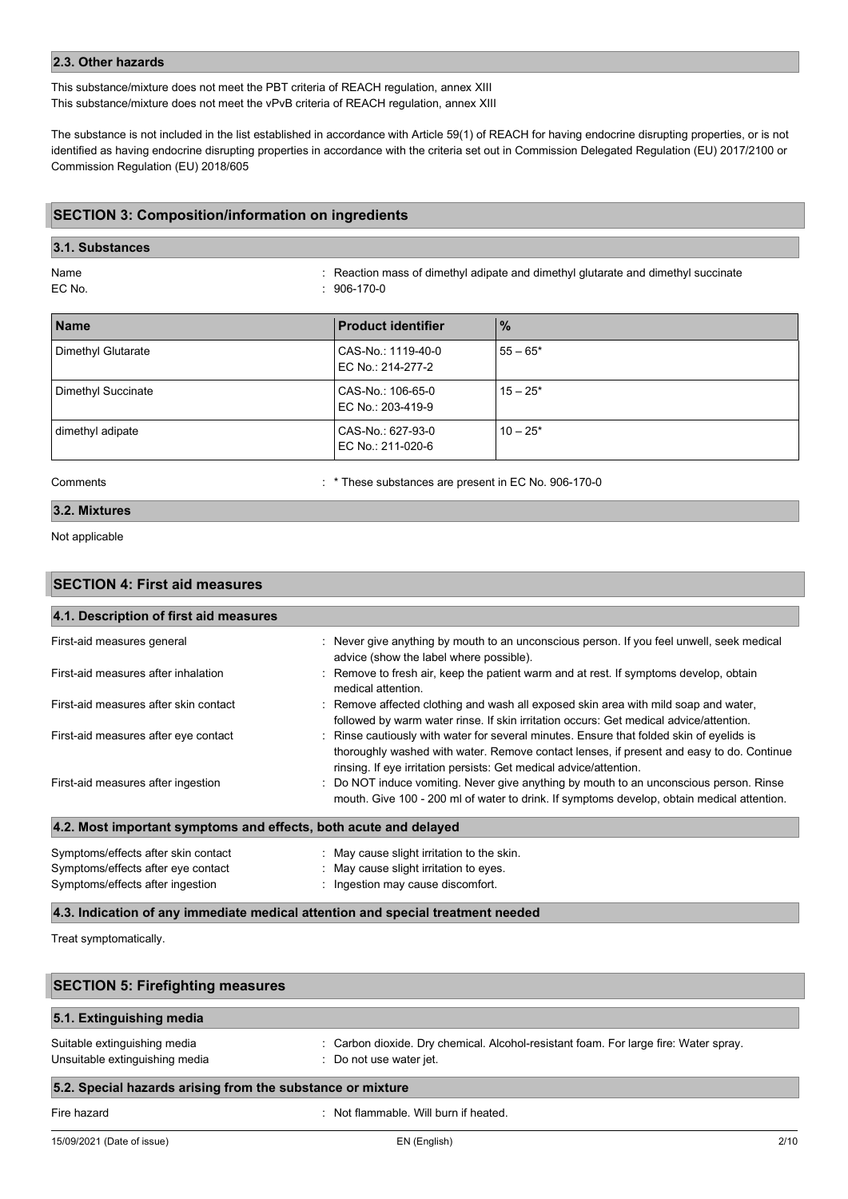### 2.3. Other hazards

This substance/mixture does not meet the PBT criteria of REACH regulation, annex XIII
This substance/mixture does not meet the vPvB criteria of REACH regulation, annex XIII

The substance is not included in the list established in accordance with Article 59(1) of REACH for having endocrine disrupting properties, or is not identified as having endocrine disrupting properties in accordance with the criteria set out in Commission Delegated Regulation (EU) 2017/2100 or Commission Regulation (EU) 2018/605

## SECTION 3: Composition/information on ingredients

### 3.1. Substances

Name : Reaction mass of dimethyl adipate and dimethyl glutarate and dimethyl succinate
EC No. : 906-170-0

| Name | Product identifier | % |
|---|---|---|
| Dimethyl Glutarate | CAS-No.: 1119-40-0<br>EC No.: 214-277-2 | 55 – 65* |
| Dimethyl Succinate | CAS-No.: 106-65-0<br>EC No.: 203-419-9 | 15 – 25* |
| dimethyl adipate | CAS-No.: 627-93-0<br>EC No.: 211-020-6 | 10 – 25* |

Comments : * These substances are present in EC No. 906-170-0

### 3.2. Mixtures

Not applicable

## SECTION 4: First aid measures

### 4.1. Description of first aid measures

First-aid measures general : Never give anything by mouth to an unconscious person. If you feel unwell, seek medical advice (show the label where possible).

First-aid measures after inhalation : Remove to fresh air, keep the patient warm and at rest. If symptoms develop, obtain medical attention.

First-aid measures after skin contact : Remove affected clothing and wash all exposed skin area with mild soap and water, followed by warm water rinse. If skin irritation occurs: Get medical advice/attention.

First-aid measures after eye contact : Rinse cautiously with water for several minutes. Ensure that folded skin of eyelids is thoroughly washed with water. Remove contact lenses, if present and easy to do. Continue rinsing. If eye irritation persists: Get medical advice/attention.

First-aid measures after ingestion : Do NOT induce vomiting. Never give anything by mouth to an unconscious person. Rinse mouth. Give 100 - 200 ml of water to drink. If symptoms develop, obtain medical attention.

### 4.2. Most important symptoms and effects, both acute and delayed

Symptoms/effects after skin contact : May cause slight irritation to the skin.
Symptoms/effects after eye contact : May cause slight irritation to eyes.
Symptoms/effects after ingestion : Ingestion may cause discomfort.

### 4.3. Indication of any immediate medical attention and special treatment needed

Treat symptomatically.

## SECTION 5: Firefighting measures

### 5.1. Extinguishing media

Suitable extinguishing media : Carbon dioxide. Dry chemical. Alcohol-resistant foam. For large fire: Water spray.
Unsuitable extinguishing media : Do not use water jet.

### 5.2. Special hazards arising from the substance or mixture

Fire hazard : Not flammable. Will burn if heated.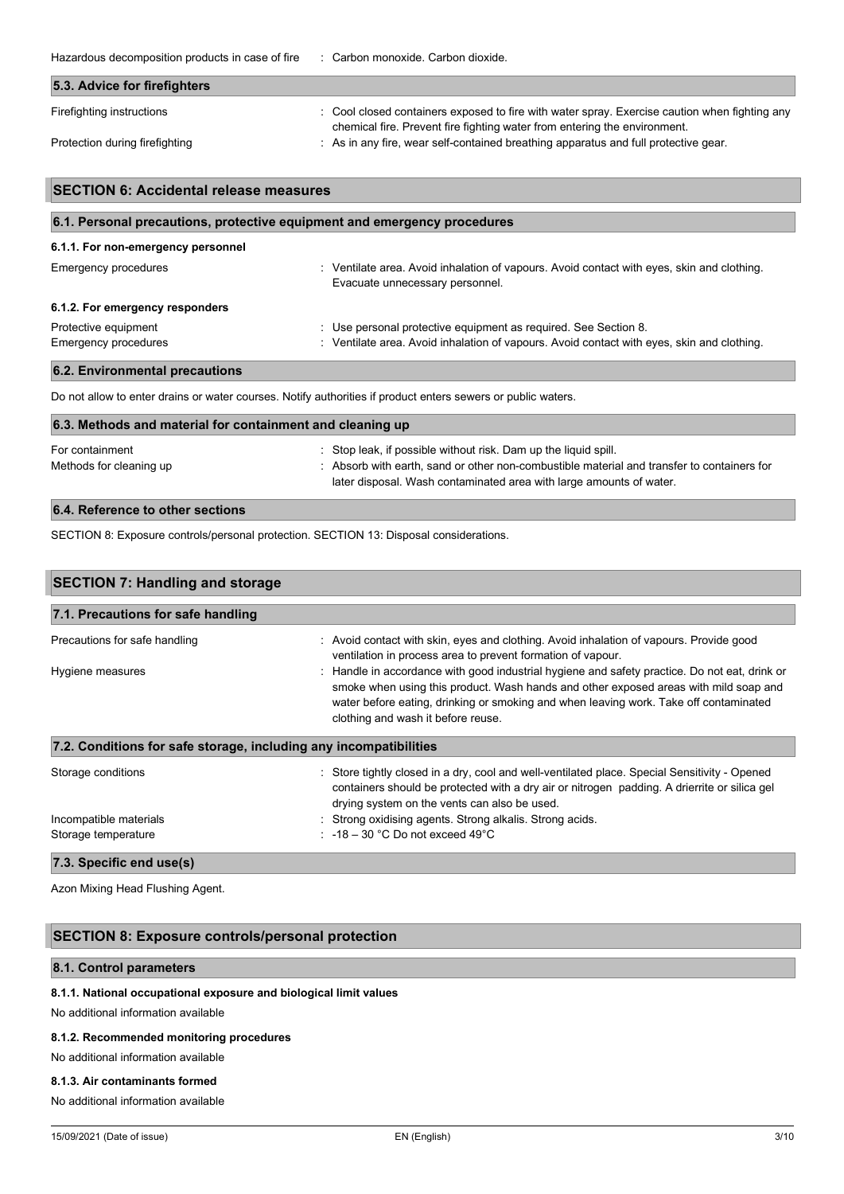Hazardous decomposition products in case of fire : Carbon monoxide. Carbon dioxide.

### 5.3. Advice for firefighters

Firefighting instructions : Cool closed containers exposed to fire with water spray. Exercise caution when fighting any chemical fire. Prevent fire fighting water from entering the environment.

Protection during firefighting : As in any fire, wear self-contained breathing apparatus and full protective gear.

## SECTION 6: Accidental release measures

### 6.1. Personal precautions, protective equipment and emergency procedures

#### 6.1.1. For non-emergency personnel

Emergency procedures : Ventilate area. Avoid inhalation of vapours. Avoid contact with eyes, skin and clothing. Evacuate unnecessary personnel.

#### 6.1.2. For emergency responders

Protective equipment : Use personal protective equipment as required. See Section 8.

Emergency procedures : Ventilate area. Avoid inhalation of vapours. Avoid contact with eyes, skin and clothing.

### 6.2. Environmental precautions

Do not allow to enter drains or water courses. Notify authorities if product enters sewers or public waters.

### 6.3. Methods and material for containment and cleaning up

For containment : Stop leak, if possible without risk. Dam up the liquid spill.

Methods for cleaning up : Absorb with earth, sand or other non-combustible material and transfer to containers for later disposal. Wash contaminated area with large amounts of water.

### 6.4. Reference to other sections

SECTION 8: Exposure controls/personal protection. SECTION 13: Disposal considerations.

## SECTION 7: Handling and storage

### 7.1. Precautions for safe handling

Precautions for safe handling : Avoid contact with skin, eyes and clothing. Avoid inhalation of vapours. Provide good ventilation in process area to prevent formation of vapour.

Hygiene measures : Handle in accordance with good industrial hygiene and safety practice. Do not eat, drink or smoke when using this product. Wash hands and other exposed areas with mild soap and water before eating, drinking or smoking and when leaving work. Take off contaminated clothing and wash it before reuse.

### 7.2. Conditions for safe storage, including any incompatibilities

Storage conditions : Store tightly closed in a dry, cool and well-ventilated place. Special Sensitivity - Opened containers should be protected with a dry air or nitrogen padding. A drierrite or silica gel drying system on the vents can also be used.

Incompatible materials : Strong oxidising agents. Strong alkalis. Strong acids.

Storage temperature : -18 – 30 °C Do not exceed 49°C

### 7.3. Specific end use(s)

Azon Mixing Head Flushing Agent.

## SECTION 8: Exposure controls/personal protection

### 8.1. Control parameters

#### 8.1.1. National occupational exposure and biological limit values

No additional information available

#### 8.1.2. Recommended monitoring procedures

No additional information available

#### 8.1.3. Air contaminants formed

No additional information available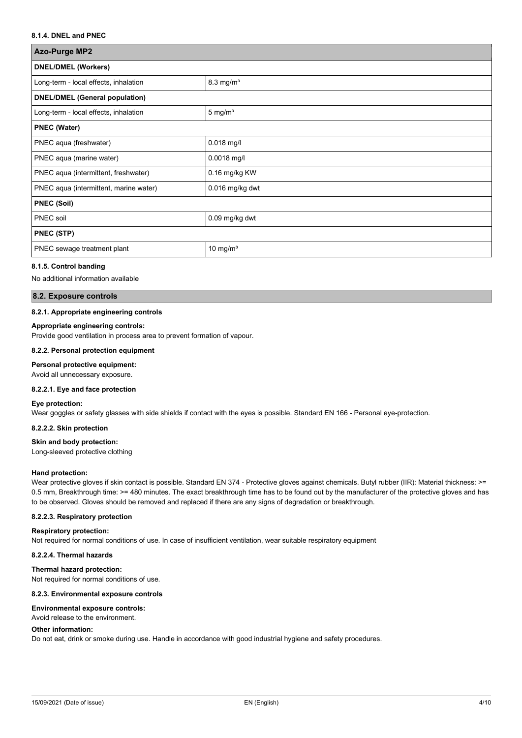#### 8.1.4. DNEL and PNEC

| Azo-Purge MP2 | |
|---|---|
| **DNEL/DMEL (Workers)** | |
| Long-term - local effects, inhalation | 8.3 mg/m³ |
| **DNEL/DMEL (General population)** | |
| Long-term - local effects, inhalation | 5 mg/m³ |
| **PNEC (Water)** | |
| PNEC aqua (freshwater) | 0.018 mg/l |
| PNEC aqua (marine water) | 0.0018 mg/l |
| PNEC aqua (intermittent, freshwater) | 0.16 mg/kg KW |
| PNEC aqua (intermittent, marine water) | 0.016 mg/kg dwt |
| **PNEC (Soil)** | |
| PNEC soil | 0.09 mg/kg dwt |
| **PNEC (STP)** | |
| PNEC sewage treatment plant | 10 mg/m³ |

#### 8.1.5. Control banding

No additional information available

### 8.2. Exposure controls

#### 8.2.1. Appropriate engineering controls

**Appropriate engineering controls:**

Provide good ventilation in process area to prevent formation of vapour.

#### 8.2.2. Personal protection equipment

**Personal protective equipment:**

Avoid all unnecessary exposure.

#### 8.2.2.1. Eye and face protection

**Eye protection:**

Wear goggles or safety glasses with side shields if contact with the eyes is possible. Standard EN 166 - Personal eye-protection.

#### 8.2.2.2. Skin protection

**Skin and body protection:**

Long-sleeved protective clothing

**Hand protection:**

Wear protective gloves if skin contact is possible. Standard EN 374 - Protective gloves against chemicals. Butyl rubber (IIR): Material thickness: >= 0.5 mm, Breakthrough time: >= 480 minutes. The exact breakthrough time has to be found out by the manufacturer of the protective gloves and has to be observed. Gloves should be removed and replaced if there are any signs of degradation or breakthrough.

#### 8.2.2.3. Respiratory protection

**Respiratory protection:**

Not required for normal conditions of use. In case of insufficient ventilation, wear suitable respiratory equipment

#### 8.2.2.4. Thermal hazards

**Thermal hazard protection:**

Not required for normal conditions of use.

#### 8.2.3. Environmental exposure controls

**Environmental exposure controls:**

Avoid release to the environment.

**Other information:**

Do not eat, drink or smoke during use. Handle in accordance with good industrial hygiene and safety procedures.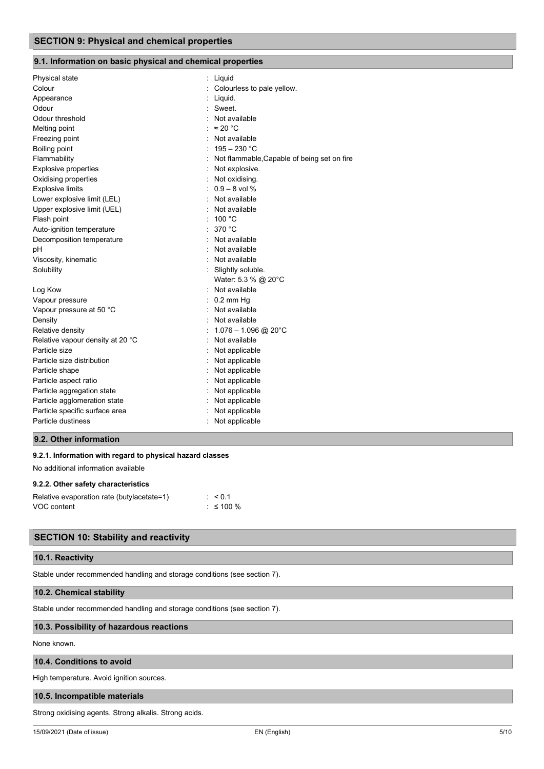## SECTION 9: Physical and chemical properties

### 9.1. Information on basic physical and chemical properties

| | |
|---|---|
| Physical state | : Liquid |
| Colour | : Colourless to pale yellow. |
| Appearance | : Liquid. |
| Odour | : Sweet. |
| Odour threshold | : Not available |
| Melting point | : ≈ 20 °C |
| Freezing point | : Not available |
| Boiling point | : 195 – 230 °C |
| Flammability | : Not flammable,Capable of being set on fire |
| Explosive properties | : Not explosive. |
| Oxidising properties | : Not oxidising. |
| Explosive limits | : 0.9 – 8 vol % |
| Lower explosive limit (LEL) | : Not available |
| Upper explosive limit (UEL) | : Not available |
| Flash point | : 100 °C |
| Auto-ignition temperature | : 370 °C |
| Decomposition temperature | : Not available |
| pH | : Not available |
| Viscosity, kinematic | : Not available |
| Solubility | : Slightly soluble. Water: 5.3 % @ 20°C |
| Log Kow | : Not available |
| Vapour pressure | : 0.2 mm Hg |
| Vapour pressure at 50 °C | : Not available |
| Density | : Not available |
| Relative density | : 1.076 – 1.096 @ 20°C |
| Relative vapour density at 20 °C | : Not available |
| Particle size | : Not applicable |
| Particle size distribution | : Not applicable |
| Particle shape | : Not applicable |
| Particle aspect ratio | : Not applicable |
| Particle aggregation state | : Not applicable |
| Particle agglomeration state | : Not applicable |
| Particle specific surface area | : Not applicable |
| Particle dustiness | : Not applicable |

### 9.2. Other information

#### 9.2.1. Information with regard to physical hazard classes

No additional information available

#### 9.2.2. Other safety characteristics

| | |
|---|---|
| Relative evaporation rate (butylacetate=1) | : < 0.1 |
| VOC content | : ≤ 100 % |

## SECTION 10: Stability and reactivity

### 10.1. Reactivity

Stable under recommended handling and storage conditions (see section 7).

### 10.2. Chemical stability

Stable under recommended handling and storage conditions (see section 7).

### 10.3. Possibility of hazardous reactions

None known.

### 10.4. Conditions to avoid

High temperature. Avoid ignition sources.

### 10.5. Incompatible materials

Strong oxidising agents. Strong alkalis. Strong acids.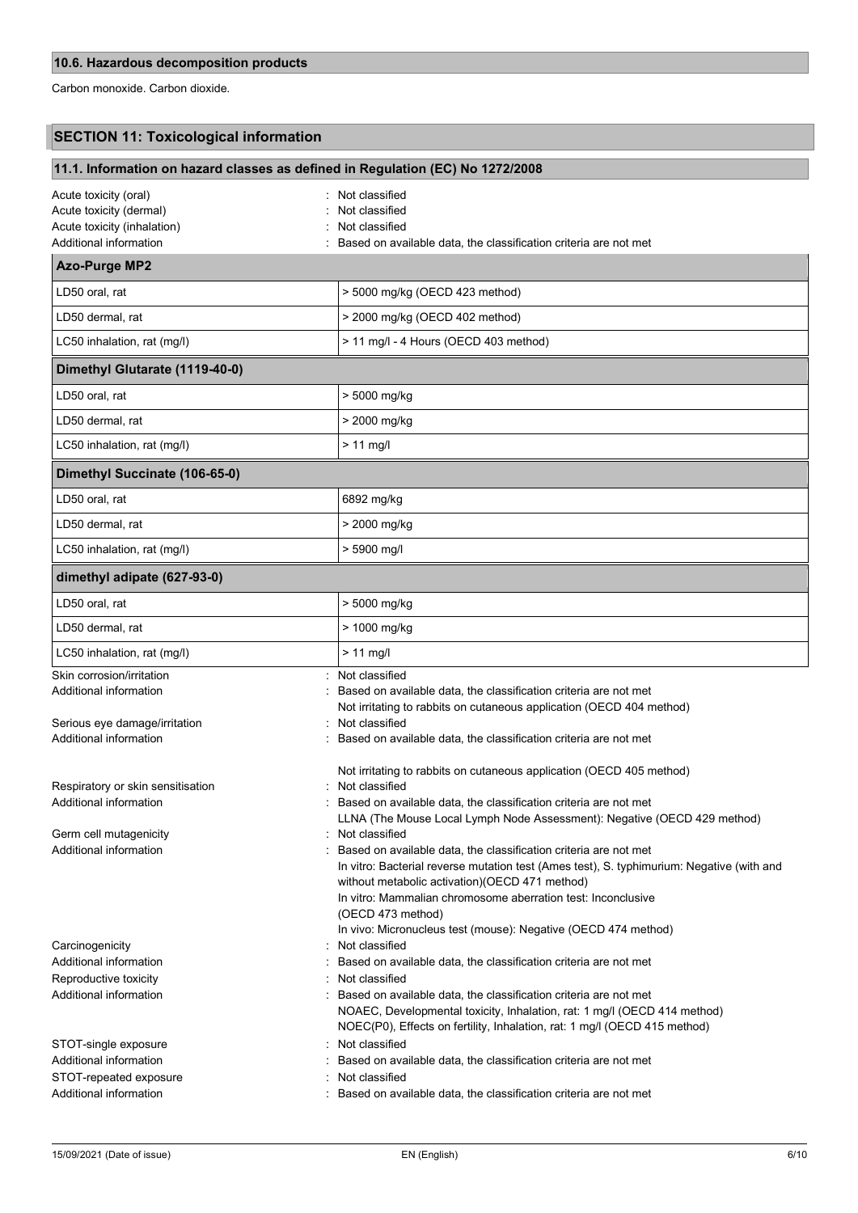### 10.6. Hazardous decomposition products

Carbon monoxide. Carbon dioxide.

## SECTION 11: Toxicological information

### 11.1. Information on hazard classes as defined in Regulation (EC) No 1272/2008

Acute toxicity (oral) : Not classified
Acute toxicity (dermal) : Not classified
Acute toxicity (inhalation) : Not classified
Additional information : Based on available data, the classification criteria are not met

| Azo-Purge MP2 | |
|---|---|
| LD50 oral, rat | > 5000 mg/kg (OECD 423 method) |
| LD50 dermal, rat | > 2000 mg/kg (OECD 402 method) |
| LC50 inhalation, rat (mg/l) | > 11 mg/l - 4 Hours (OECD 403 method) |

| Dimethyl Glutarate (1119-40-0) | |
|---|---|
| LD50 oral, rat | > 5000 mg/kg |
| LD50 dermal, rat | > 2000 mg/kg |
| LC50 inhalation, rat (mg/l) | > 11 mg/l |

| Dimethyl Succinate (106-65-0) | |
|---|---|
| LD50 oral, rat | 6892 mg/kg |
| LD50 dermal, rat | > 2000 mg/kg |
| LC50 inhalation, rat (mg/l) | > 5900 mg/l |

| dimethyl adipate (627-93-0) | |
|---|---|
| LD50 oral, rat | > 5000 mg/kg |
| LD50 dermal, rat | > 1000 mg/kg |
| LC50 inhalation, rat (mg/l) | > 11 mg/l |

Skin corrosion/irritation : Not classified
Additional information : Based on available data, the classification criteria are not met
Not irritating to rabbits on cutaneous application (OECD 404 method)

Serious eye damage/irritation : Not classified
Additional information : Based on available data, the classification criteria are not met

Not irritating to rabbits on cutaneous application (OECD 405 method)

Respiratory or skin sensitisation : Not classified
Additional information : Based on available data, the classification criteria are not met
LLNA (The Mouse Local Lymph Node Assessment): Negative (OECD 429 method)

Germ cell mutagenicity : Not classified
Additional information : Based on available data, the classification criteria are not met
In vitro: Bacterial reverse mutation test (Ames test), S. typhimurium: Negative (with and without metabolic activation)(OECD 471 method)
In vitro: Mammalian chromosome aberration test: Inconclusive (OECD 473 method)
In vivo: Micronucleus test (mouse): Negative (OECD 474 method)

Carcinogenicity : Not classified
Additional information : Based on available data, the classification criteria are not met

Reproductive toxicity : Not classified
Additional information : Based on available data, the classification criteria are not met
NOAEC, Developmental toxicity, Inhalation, rat: 1 mg/l (OECD 414 method)
NOEC(P0), Effects on fertility, Inhalation, rat: 1 mg/l (OECD 415 method)

STOT-single exposure : Not classified
Additional information : Based on available data, the classification criteria are not met

STOT-repeated exposure : Not classified
Additional information : Based on available data, the classification criteria are not met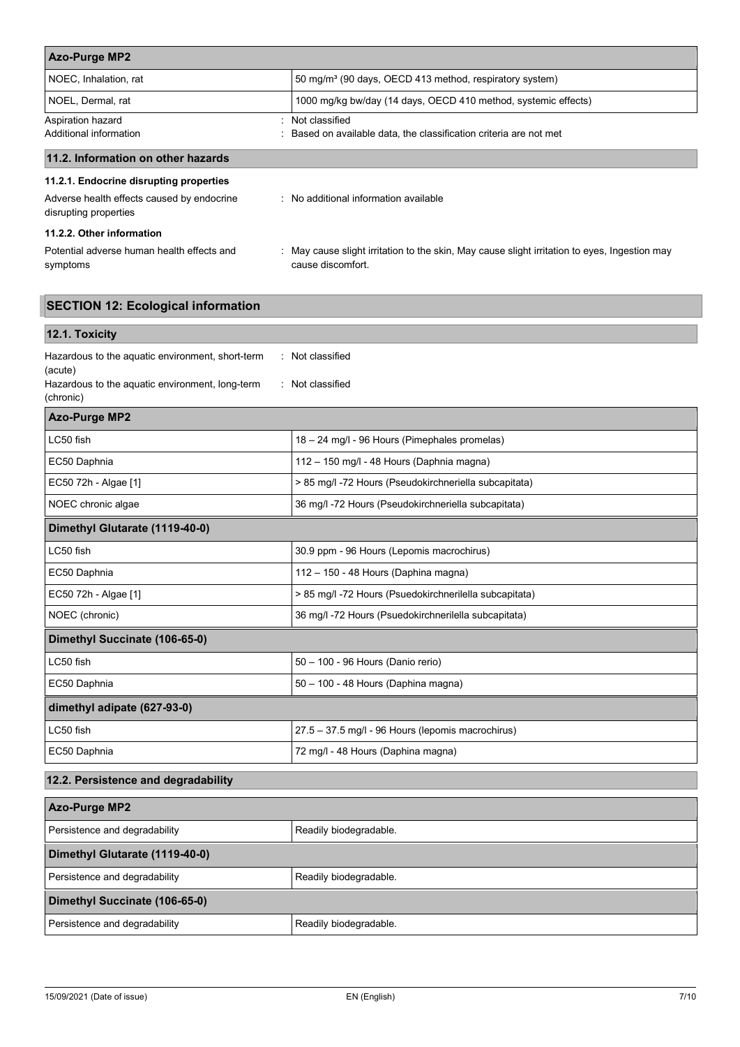| Azo-Purge MP2 | |
|---|---|
| NOEC, Inhalation, rat | 50 mg/m³ (90 days, OECD 413 method, respiratory system) |
| NOEL, Dermal, rat | 1000 mg/kg bw/day (14 days, OECD 410 method, systemic effects) |

Aspiration hazard : Not classified

Additional information : Based on available data, the classification criteria are not met

### 11.2. Information on other hazards

#### 11.2.1. Endocrine disrupting properties

Adverse health effects caused by endocrine disrupting properties : No additional information available

#### 11.2.2. Other information

Potential adverse human health effects and symptoms : May cause slight irritation to the skin, May cause slight irritation to eyes, Ingestion may cause discomfort.

## SECTION 12: Ecological information

### 12.1. Toxicity

Hazardous to the aquatic environment, short-term (acute) : Not classified

Hazardous to the aquatic environment, long-term (chronic) : Not classified

| Azo-Purge MP2 | |
|---|---|
| LC50 fish | 18 – 24 mg/l - 96 Hours (Pimephales promelas) |
| EC50 Daphnia | 112 – 150 mg/l - 48 Hours (Daphnia magna) |
| EC50 72h - Algae [1] | > 85 mg/l -72 Hours (Pseudokirchneriella subcapitata) |
| NOEC chronic algae | 36 mg/l -72 Hours (Pseudokirchneriella subcapitata) |
| **Dimethyl Glutarate (1119-40-0)** | |
| LC50 fish | 30.9 ppm - 96 Hours (Lepomis macrochirus) |
| EC50 Daphnia | 112 – 150 - 48 Hours (Daphina magna) |
| EC50 72h - Algae [1] | > 85 mg/l -72 Hours (Psuedokirchnerilella subcapitata) |
| NOEC (chronic) | 36 mg/l -72 Hours (Psuedokirchnerilella subcapitata) |
| **Dimethyl Succinate (106-65-0)** | |
| LC50 fish | 50 – 100 - 96 Hours (Danio rerio) |
| EC50 Daphnia | 50 – 100 - 48 Hours (Daphina magna) |
| **dimethyl adipate (627-93-0)** | |
| LC50 fish | 27.5 – 37.5 mg/l - 96 Hours (lepomis macrochirus) |
| EC50 Daphnia | 72 mg/l - 48 Hours (Daphnia magna) |

### 12.2. Persistence and degradability

| Azo-Purge MP2 | |
|---|---|
| Persistence and degradability | Readily biodegradable. |
| **Dimethyl Glutarate (1119-40-0)** | |
| Persistence and degradability | Readily biodegradable. |
| **Dimethyl Succinate (106-65-0)** | |
| Persistence and degradability | Readily biodegradable. |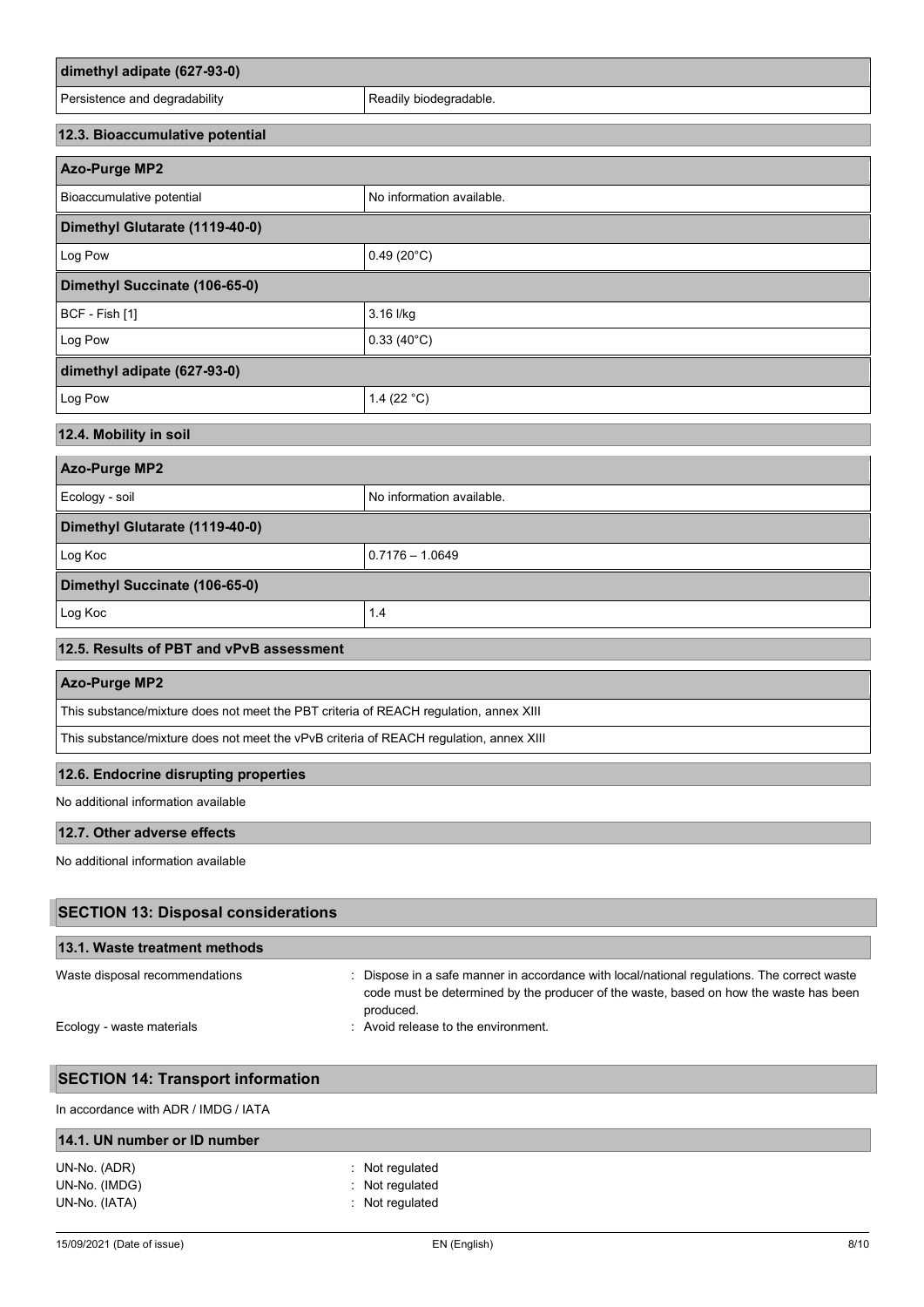| dimethyl adipate (627-93-0) | |
|---|---|
| Persistence and degradability | Readily biodegradable. |

### 12.3. Bioaccumulative potential

| Azo-Purge MP2 | |
|---|---|
| Bioaccumulative potential | No information available. |
| **Dimethyl Glutarate (1119-40-0)** | |
| Log Pow | 0.49 (20°C) |
| **Dimethyl Succinate (106-65-0)** | |
| BCF - Fish [1] | 3.16 l/kg |
| Log Pow | 0.33 (40°C) |
| **dimethyl adipate (627-93-0)** | |
| Log Pow | 1.4 (22 °C) |

### 12.4. Mobility in soil

| Azo-Purge MP2 | |
|---|---|
| Ecology - soil | No information available. |
| **Dimethyl Glutarate (1119-40-0)** | |
| Log Koc | 0.7176 – 1.0649 |
| **Dimethyl Succinate (106-65-0)** | |
| Log Koc | 1.4 |

### 12.5. Results of PBT and vPvB assessment

| Azo-Purge MP2 |
|---|
| This substance/mixture does not meet the PBT criteria of REACH regulation, annex XIII |
| This substance/mixture does not meet the vPvB criteria of REACH regulation, annex XIII |

### 12.6. Endocrine disrupting properties

No additional information available

### 12.7. Other adverse effects

No additional information available

## SECTION 13: Disposal considerations

### 13.1. Waste treatment methods

Waste disposal recommendations : Dispose in a safe manner in accordance with local/national regulations. The correct waste code must be determined by the producer of the waste, based on how the waste has been produced.

Ecology - waste materials : Avoid release to the environment.

## SECTION 14: Transport information

In accordance with ADR / IMDG / IATA

### 14.1. UN number or ID number

UN-No. (ADR) : Not regulated

UN-No. (IMDG) : Not regulated

UN-No. (IATA) : Not regulated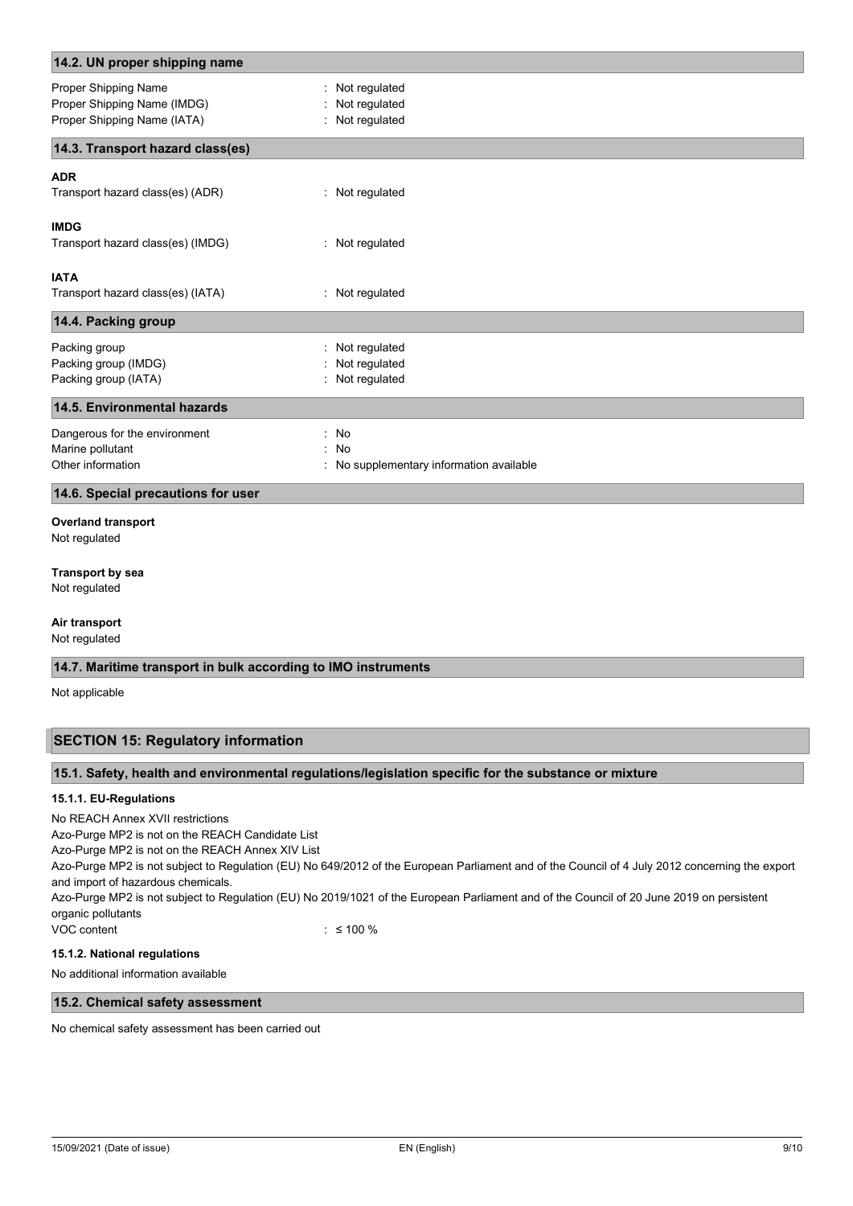### 14.2. UN proper shipping name

| | |
|---|---|
| Proper Shipping Name | : Not regulated |
| Proper Shipping Name (IMDG) | : Not regulated |
| Proper Shipping Name (IATA) | : Not regulated |

### 14.3. Transport hazard class(es)

**ADR**

| | |
|---|---|
| Transport hazard class(es) (ADR) | : Not regulated |

**IMDG**

| | |
|---|---|
| Transport hazard class(es) (IMDG) | : Not regulated |

**IATA**

| | |
|---|---|
| Transport hazard class(es) (IATA) | : Not regulated |

### 14.4. Packing group

| | |
|---|---|
| Packing group | : Not regulated |
| Packing group (IMDG) | : Not regulated |
| Packing group (IATA) | : Not regulated |

### 14.5. Environmental hazards

| | |
|---|---|
| Dangerous for the environment | : No |
| Marine pollutant | : No |
| Other information | : No supplementary information available |

### 14.6. Special precautions for user

**Overland transport**

Not regulated

**Transport by sea**

Not regulated

**Air transport**

Not regulated

### 14.7. Maritime transport in bulk according to IMO instruments

Not applicable

## SECTION 15: Regulatory information

### 15.1. Safety, health and environmental regulations/legislation specific for the substance or mixture

#### 15.1.1. EU-Regulations

No REACH Annex XVII restrictions

Azo-Purge MP2 is not on the REACH Candidate List

Azo-Purge MP2 is not on the REACH Annex XIV List

Azo-Purge MP2 is not subject to Regulation (EU) No 649/2012 of the European Parliament and of the Council of 4 July 2012 concerning the export and import of hazardous chemicals.

Azo-Purge MP2 is not subject to Regulation (EU) No 2019/1021 of the European Parliament and of the Council of 20 June 2019 on persistent organic pollutants

| | |
|---|---|
| VOC content | : ≤ 100 % |

#### 15.1.2. National regulations

No additional information available

### 15.2. Chemical safety assessment

No chemical safety assessment has been carried out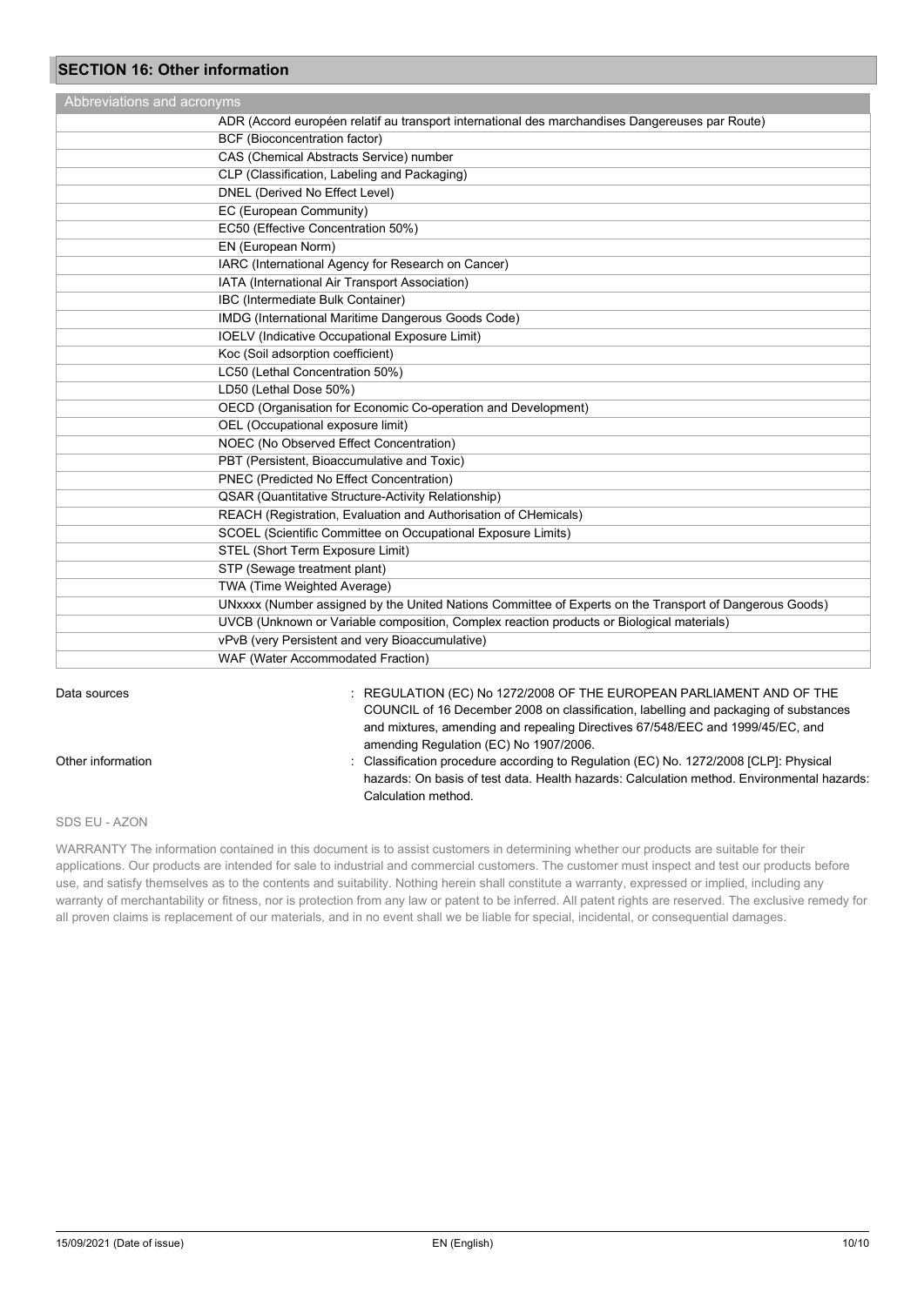## SECTION 16: Other information

| Abbreviations and acronyms |
|---|
| ADR (Accord européen relatif au transport international des marchandises Dangereuses par Route) |
| BCF (Bioconcentration factor) |
| CAS (Chemical Abstracts Service) number |
| CLP (Classification, Labeling and Packaging) |
| DNEL (Derived No Effect Level) |
| EC (European Community) |
| EC50 (Effective Concentration 50%) |
| EN (European Norm) |
| IARC (International Agency for Research on Cancer) |
| IATA (International Air Transport Association) |
| IBC (Intermediate Bulk Container) |
| IMDG (International Maritime Dangerous Goods Code) |
| IOELV (Indicative Occupational Exposure Limit) |
| Koc (Soil adsorption coefficient) |
| LC50 (Lethal Concentration 50%) |
| LD50 (Lethal Dose 50%) |
| OECD (Organisation for Economic Co-operation and Development) |
| OEL (Occupational exposure limit) |
| NOEC (No Observed Effect Concentration) |
| PBT (Persistent, Bioaccumulative and Toxic) |
| PNEC (Predicted No Effect Concentration) |
| QSAR (Quantitative Structure-Activity Relationship) |
| REACH (Registration, Evaluation and Authorisation of CHemicals) |
| SCOEL (Scientific Committee on Occupational Exposure Limits) |
| STEL (Short Term Exposure Limit) |
| STP (Sewage treatment plant) |
| TWA (Time Weighted Average) |
| UNxxxx (Number assigned by the United Nations Committee of Experts on the Transport of Dangerous Goods) |
| UVCB (Unknown or Variable composition, Complex reaction products or Biological materials) |
| vPvB (very Persistent and very Bioaccumulative) |
| WAF (Water Accommodated Fraction) |

Data sources : REGULATION (EC) No 1272/2008 OF THE EUROPEAN PARLIAMENT AND OF THE COUNCIL of 16 December 2008 on classification, labelling and packaging of substances and mixtures, amending and repealing Directives 67/548/EEC and 1999/45/EC, and amending Regulation (EC) No 1907/2006.

Other information : Classification procedure according to Regulation (EC) No. 1272/2008 [CLP]: Physical hazards: On basis of test data. Health hazards: Calculation method. Environmental hazards: Calculation method.

SDS EU - AZON

WARRANTY The information contained in this document is to assist customers in determining whether our products are suitable for their applications. Our products are intended for sale to industrial and commercial customers. The customer must inspect and test our products before use, and satisfy themselves as to the contents and suitability. Nothing herein shall constitute a warranty, expressed or implied, including any warranty of merchantability or fitness, nor is protection from any law or patent to be inferred. All patent rights are reserved. The exclusive remedy for all proven claims is replacement of our materials, and in no event shall we be liable for special, incidental, or consequential damages.